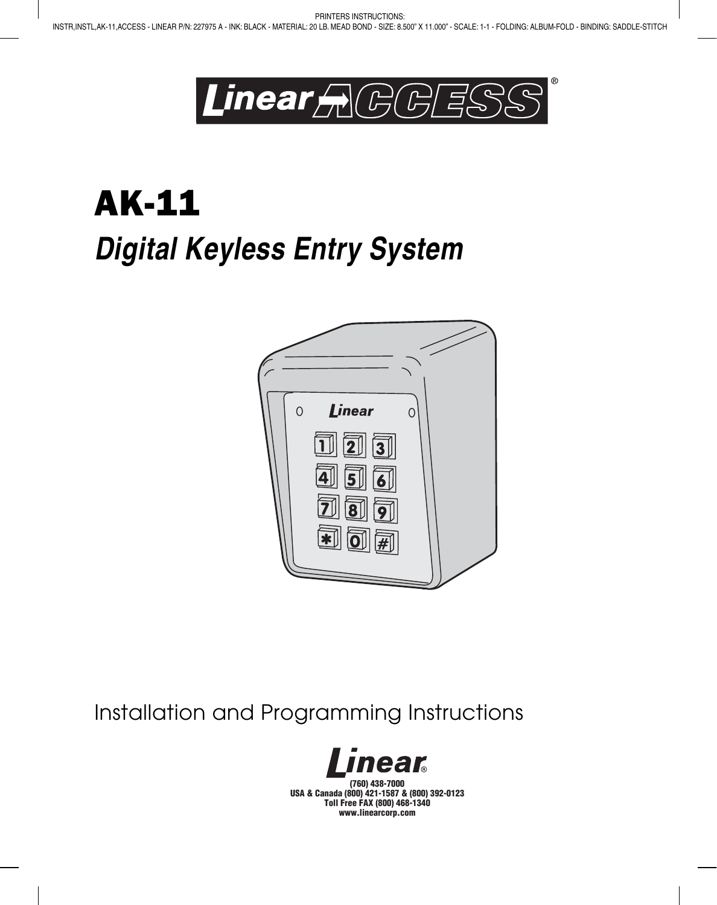PRINTERS INSTRUCTIONS:
INSTR,INSTL,AK-11,ACCESS - LINEAR P/N: 227975 A - INK: BLACK - MATERIAL: 20 LB. MEAD BOND - SIZE: 8.500" X 11.000" - SCALE: 1-1 - FOLDING: ALBUM-FOLD - BINDING: SADDLE-STITCH

Linear ACCESS®

# AK-11

## *Digital Keyless Entry System*

Installation and Programming Instructions

**Linear®**

**(760) 438-7000**
**USA & Canada (800) 421-1587 & (800) 392-0123**
**Toll Free FAX (800) 468-1340**
**www.linearcorp.com**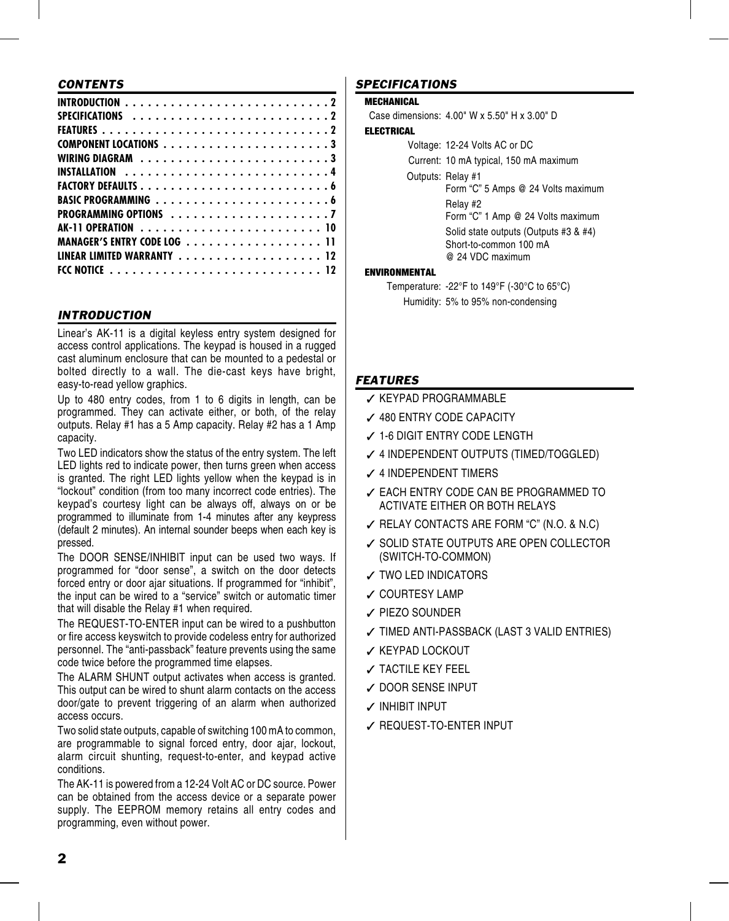## CONTENTS

| | |
|---|---|
| INTRODUCTION | 2 |
| SPECIFICATIONS | 2 |
| FEATURES | 2 |
| COMPONENT LOCATIONS | 3 |
| WIRING DIAGRAM | 3 |
| INSTALLATION | 4 |
| FACTORY DEFAULTS | 6 |
| BASIC PROGRAMMING | 6 |
| PROGRAMMING OPTIONS | 7 |
| AK-11 OPERATION | 10 |
| MANAGER'S ENTRY CODE LOG | 11 |
| LINEAR LIMITED WARRANTY | 12 |
| FCC NOTICE | 12 |

## INTRODUCTION

Linear's AK-11 is a digital keyless entry system designed for access control applications. The keypad is housed in a rugged cast aluminum enclosure that can be mounted to a pedestal or bolted directly to a wall. The die-cast keys have bright, easy-to-read yellow graphics.

Up to 480 entry codes, from 1 to 6 digits in length, can be programmed. They can activate either, or both, of the relay outputs. Relay #1 has a 5 Amp capacity. Relay #2 has a 1 Amp capacity.

Two LED indicators show the status of the entry system. The left LED lights red to indicate power, then turns green when access is granted. The right LED lights yellow when the keypad is in "lockout" condition (from too many incorrect code entries). The keypad's courtesy light can be always off, always on or be programmed to illuminate from 1-4 minutes after any keypress (default 2 minutes). An internal sounder beeps when each key is pressed.

The DOOR SENSE/INHIBIT input can be used two ways. If programmed for "door sense", a switch on the door detects forced entry or door ajar situations. If programmed for "inhibit", the input can be wired to a "service" switch or automatic timer that will disable the Relay #1 when required.

The REQUEST-TO-ENTER input can be wired to a pushbutton or fire access keyswitch to provide codeless entry for authorized personnel. The "anti-passback" feature prevents using the same code twice before the programmed time elapses.

The ALARM SHUNT output activates when access is granted. This output can be wired to shunt alarm contacts on the access door/gate to prevent triggering of an alarm when authorized access occurs.

Two solid state outputs, capable of switching 100 mA to common, are programmable to signal forced entry, door ajar, lockout, alarm circuit shunting, request-to-enter, and keypad active conditions.

The AK-11 is powered from a 12-24 Volt AC or DC source. Power can be obtained from the access device or a separate power supply. The EEPROM memory retains all entry codes and programming, even without power.

## SPECIFICATIONS

### MECHANICAL

Case dimensions: 4.00" W x 5.50" H x 3.00" D

### ELECTRICAL

Voltage: 12-24 Volts AC or DC

Current: 10 mA typical, 150 mA maximum

Outputs: Relay #1
Form "C" 5 Amps @ 24 Volts maximum

Relay #2
Form "C" 1 Amp @ 24 Volts maximum

Solid state outputs (Outputs #3 & #4)
Short-to-common 100 mA
@ 24 VDC maximum

### ENVIRONMENTAL

Temperature: -22°F to 149°F (-30°C to 65°C)

Humidity: 5% to 95% non-condensing

## FEATURES

- ✓ KEYPAD PROGRAMMABLE
- ✓ 480 ENTRY CODE CAPACITY
- ✓ 1-6 DIGIT ENTRY CODE LENGTH
- ✓ 4 INDEPENDENT OUTPUTS (TIMED/TOGGLED)
- ✓ 4 INDEPENDENT TIMERS
- ✓ EACH ENTRY CODE CAN BE PROGRAMMED TO ACTIVATE EITHER OR BOTH RELAYS
- ✓ RELAY CONTACTS ARE FORM "C" (N.O. & N.C)
- ✓ SOLID STATE OUTPUTS ARE OPEN COLLECTOR (SWITCH-TO-COMMON)
- ✓ TWO LED INDICATORS
- ✓ COURTESY LAMP
- ✓ PIEZO SOUNDER
- ✓ TIMED ANTI-PASSBACK (LAST 3 VALID ENTRIES)
- ✓ KEYPAD LOCKOUT
- ✓ TACTILE KEY FEEL
- ✓ DOOR SENSE INPUT
- ✓ INHIBIT INPUT
- ✓ REQUEST-TO-ENTER INPUT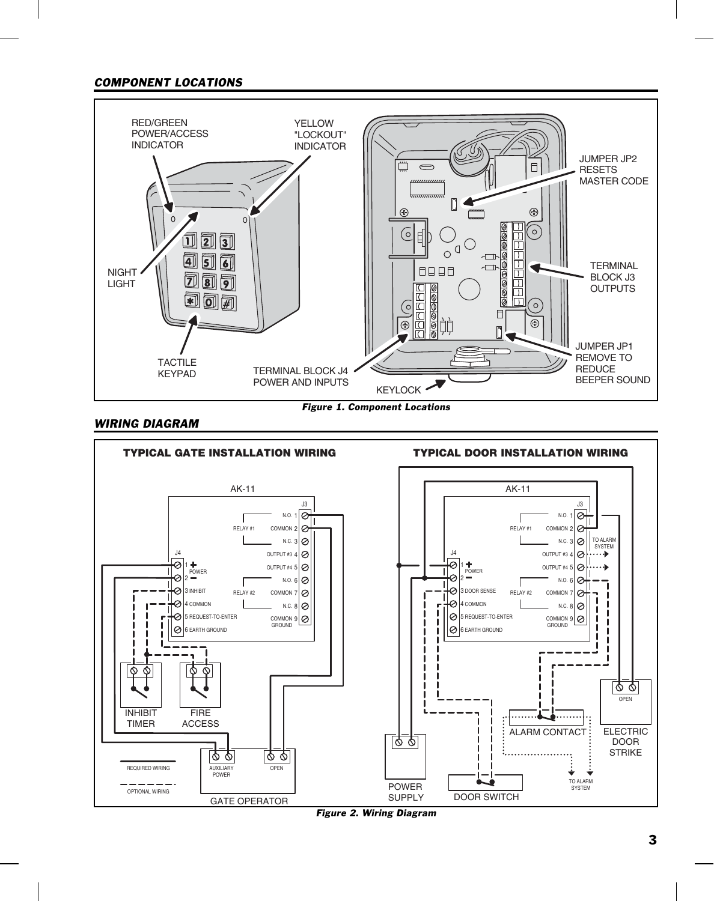## COMPONENT LOCATIONS

RED/GREEN POWER/ACCESS INDICATOR

YELLOW "LOCKOUT" INDICATOR

NIGHT LIGHT

TACTILE KEYPAD

JUMPER JP2 RESETS MASTER CODE

TERMINAL BLOCK J3 OUTPUTS

JUMPER JP1 REMOVE TO REDUCE BEEPER SOUND

TERMINAL BLOCK J4 POWER AND INPUTS

KEYLOCK

*Figure 1. Component Locations*

## WIRING DIAGRAM

### TYPICAL GATE INSTALLATION WIRING

AK-11

J4: 1 + POWER, 2 –, 3 INHIBIT, 4 COMMON, 5 REQUEST-TO-ENTER, 6 EARTH GROUND

J3: RELAY #1 — 1 N.O., 2 COMMON, 3 N.C.; 4 OUTPUT #3; 5 OUTPUT #4; RELAY #2 — 6 N.O., 7 COMMON, 8 N.C.; 9 COMMON GROUND

INHIBIT TIMER

FIRE ACCESS

GATE OPERATOR: AUXILIARY POWER, OPEN

REQUIRED WIRING

OPTIONAL WIRING

### TYPICAL DOOR INSTALLATION WIRING

AK-11

J4: 1 + POWER, 2 –, 3 DOOR SENSE, 4 COMMON, 5 REQUEST-TO-ENTER, 6 EARTH GROUND

J3: RELAY #1 — 1 N.O., 2 COMMON, 3 N.C.; 4 OUTPUT #3; 5 OUTPUT #4; RELAY #2 — 6 N.O., 7 COMMON, 8 N.C.; 9 COMMON GROUND

TO ALARM SYSTEM

ELECTRIC DOOR STRIKE: OPEN

ALARM CONTACT

TO ALARM SYSTEM

POWER SUPPLY

DOOR SWITCH

*Figure 2. Wiring Diagram*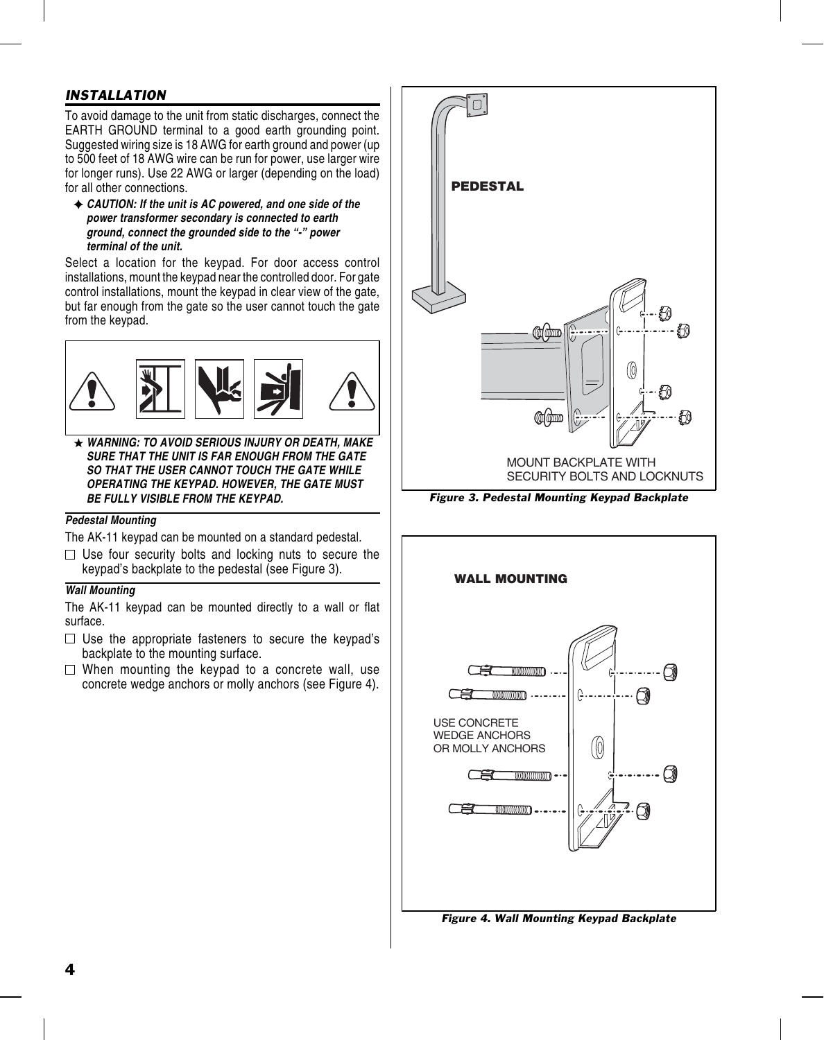## INSTALLATION

To avoid damage to the unit from static discharges, connect the EARTH GROUND terminal to a good earth grounding point. Suggested wiring size is 18 AWG for earth ground and power (up to 500 feet of 18 AWG wire can be run for power, use larger wire for longer runs). Use 22 AWG or larger (depending on the load) for all other connections.

✦ ***CAUTION: If the unit is AC powered, and one side of the power transformer secondary is connected to earth ground, connect the grounded side to the "-" power terminal of the unit.***

Select a location for the keypad. For door access control installations, mount the keypad near the controlled door. For gate control installations, mount the keypad in clear view of the gate, but far enough from the gate so the user cannot touch the gate from the keypad.

★ ***WARNING: TO AVOID SERIOUS INJURY OR DEATH, MAKE SURE THAT THE UNIT IS FAR ENOUGH FROM THE GATE SO THAT THE USER CANNOT TOUCH THE GATE WHILE OPERATING THE KEYPAD. HOWEVER, THE GATE MUST BE FULLY VISIBLE FROM THE KEYPAD.***

### *Pedestal Mounting*

The AK-11 keypad can be mounted on a standard pedestal.

☐ Use four security bolts and locking nuts to secure the keypad's backplate to the pedestal (see Figure 3).

### *Wall Mounting*

The AK-11 keypad can be mounted directly to a wall or flat surface.

☐ Use the appropriate fasteners to secure the keypad's backplate to the mounting surface.

☐ When mounting the keypad to a concrete wall, use concrete wedge anchors or molly anchors (see Figure 4).

PEDESTAL

MOUNT BACKPLATE WITH SECURITY BOLTS AND LOCKNUTS

*Figure 3. Pedestal Mounting Keypad Backplate*

WALL MOUNTING

USE CONCRETE WEDGE ANCHORS OR MOLLY ANCHORS

*Figure 4. Wall Mounting Keypad Backplate*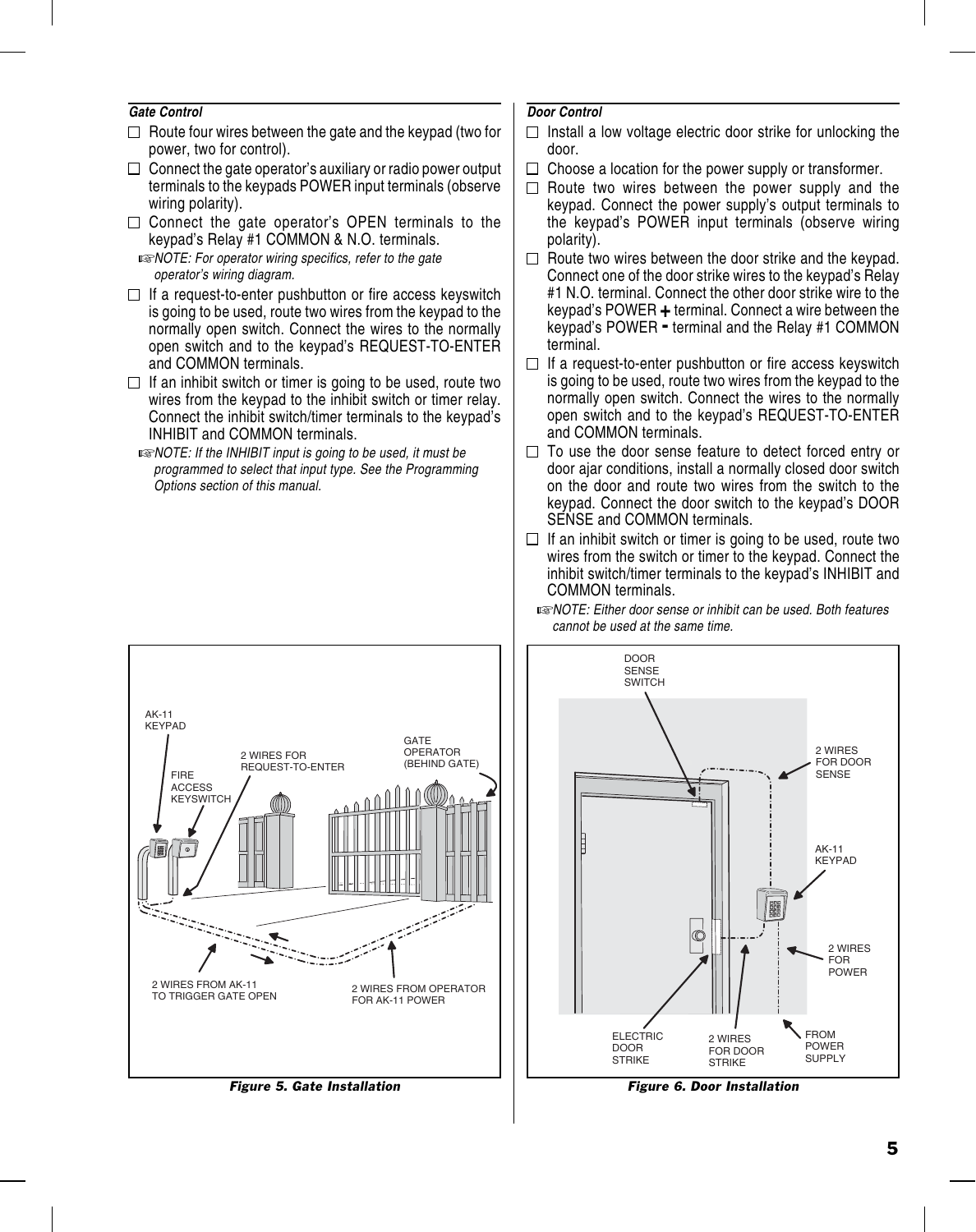### Gate Control

- ☐ Route four wires between the gate and the keypad (two for power, two for control).
- ☐ Connect the gate operator's auxiliary or radio power output terminals to the keypads POWER input terminals (observe wiring polarity).
- ☐ Connect the gate operator's OPEN terminals to the keypad's Relay #1 COMMON & N.O. terminals.

☞*NOTE: For operator wiring specifics, refer to the gate operator's wiring diagram.*

- ☐ If a request-to-enter pushbutton or fire access keyswitch is going to be used, route two wires from the keypad to the normally open switch. Connect the wires to the normally open switch and to the keypad's REQUEST-TO-ENTER and COMMON terminals.
- ☐ If an inhibit switch or timer is going to be used, route two wires from the keypad to the inhibit switch or timer relay. Connect the inhibit switch/timer terminals to the keypad's INHIBIT and COMMON terminals.

☞*NOTE: If the INHIBIT input is going to be used, it must be programmed to select that input type. See the Programming Options section of this manual.*

AK-11 KEYPAD

FIRE ACCESS KEYSWITCH

2 WIRES FOR REQUEST-TO-ENTER

GATE OPERATOR (BEHIND GATE)

2 WIRES FROM AK-11 TO TRIGGER GATE OPEN

2 WIRES FROM OPERATOR FOR AK-11 POWER

**Figure 5. Gate Installation**

### Door Control

- ☐ Install a low voltage electric door strike for unlocking the door.
- ☐ Choose a location for the power supply or transformer.
- ☐ Route two wires between the power supply and the keypad. Connect the power supply's output terminals to the keypad's POWER input terminals (observe wiring polarity).
- ☐ Route two wires between the door strike and the keypad. Connect one of the door strike wires to the keypad's Relay #1 N.O. terminal. Connect the other door strike wire to the keypad's POWER + terminal. Connect a wire between the keypad's POWER - terminal and the Relay #1 COMMON terminal.
- ☐ If a request-to-enter pushbutton or fire access keyswitch is going to be used, route two wires from the keypad to the normally open switch. Connect the wires to the normally open switch and to the keypad's REQUEST-TO-ENTER and COMMON terminals.
- ☐ To use the door sense feature to detect forced entry or door ajar conditions, install a normally closed door switch on the door and route two wires from the switch to the keypad. Connect the door switch to the keypad's DOOR SENSE and COMMON terminals.
- ☐ If an inhibit switch or timer is going to be used, route two wires from the switch or timer to the keypad. Connect the inhibit switch/timer terminals to the keypad's INHIBIT and COMMON terminals.

☞*NOTE: Either door sense or inhibit can be used. Both features cannot be used at the same time.*

DOOR SENSE SWITCH

2 WIRES FOR DOOR SENSE

AK-11 KEYPAD

2 WIRES FOR POWER

ELECTRIC DOOR STRIKE

2 WIRES FOR DOOR STRIKE

FROM POWER SUPPLY

**Figure 6. Door Installation**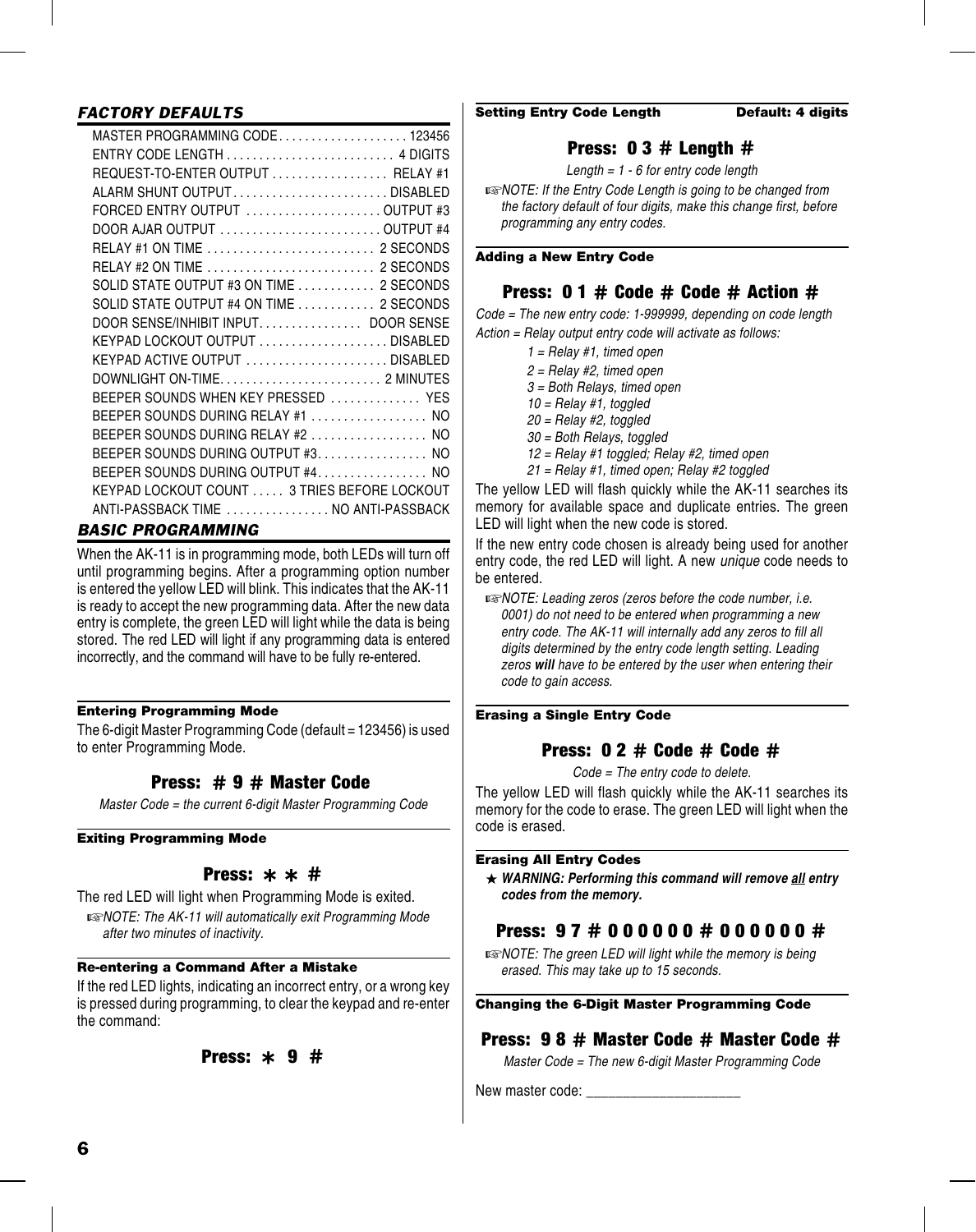## FACTORY DEFAULTS

| Setting | Default |
|---|---|
| MASTER PROGRAMMING CODE | 123456 |
| ENTRY CODE LENGTH | 4 DIGITS |
| REQUEST-TO-ENTER OUTPUT | RELAY #1 |
| ALARM SHUNT OUTPUT | DISABLED |
| FORCED ENTRY OUTPUT | OUTPUT #3 |
| DOOR AJAR OUTPUT | OUTPUT #4 |
| RELAY #1 ON TIME | 2 SECONDS |
| RELAY #2 ON TIME | 2 SECONDS |
| SOLID STATE OUTPUT #3 ON TIME | 2 SECONDS |
| SOLID STATE OUTPUT #4 ON TIME | 2 SECONDS |
| DOOR SENSE/INHIBIT INPUT | DOOR SENSE |
| KEYPAD LOCKOUT OUTPUT | DISABLED |
| KEYPAD ACTIVE OUTPUT | DISABLED |
| DOWNLIGHT ON-TIME | 2 MINUTES |
| BEEPER SOUNDS WHEN KEY PRESSED | YES |
| BEEPER SOUNDS DURING RELAY #1 | NO |
| BEEPER SOUNDS DURING RELAY #2 | NO |
| BEEPER SOUNDS DURING OUTPUT #3 | NO |
| BEEPER SOUNDS DURING OUTPUT #4 | NO |
| KEYPAD LOCKOUT COUNT | 3 TRIES BEFORE LOCKOUT |
| ANTI-PASSBACK TIME | NO ANTI-PASSBACK |

## BASIC PROGRAMMING

When the AK-11 is in programming mode, both LEDs will turn off until programming begins. After a programming option number is entered the yellow LED will blink. This indicates that the AK-11 is ready to accept the new programming data. After the new data entry is complete, the green LED will light while the data is being stored. The red LED will light if any programming data is entered incorrectly, and the command will have to be fully re-entered.

### Entering Programming Mode

The 6-digit Master Programming Code (default = 123456) is used to enter Programming Mode.

**Press: # 9 # Master Code**

*Master Code = the current 6-digit Master Programming Code*

### Exiting Programming Mode

**Press: * * #**

The red LED will light when Programming Mode is exited.

☞*NOTE: The AK-11 will automatically exit Programming Mode after two minutes of inactivity.*

### Re-entering a Command After a Mistake

If the red LED lights, indicating an incorrect entry, or a wrong key is pressed during programming, to clear the keypad and re-enter the command:

**Press: * 9 #**

### Setting Entry Code Length — Default: 4 digits

**Press: 0 3 # Length #**

*Length = 1 - 6 for entry code length*

☞*NOTE: If the Entry Code Length is going to be changed from the factory default of four digits, make this change first, before programming any entry codes.*

### Adding a New Entry Code

**Press: 0 1 # Code # Code # Action #**

*Code = The new entry code: 1-999999, depending on code length*

*Action = Relay output entry code will activate as follows:*

- *1 = Relay #1, timed open*
- *2 = Relay #2, timed open*
- *3 = Both Relays, timed open*
- *10 = Relay #1, toggled*
- *20 = Relay #2, toggled*
- *30 = Both Relays, toggled*
- *12 = Relay #1 toggled; Relay #2, timed open*
- *21 = Relay #1, timed open; Relay #2 toggled*

The yellow LED will flash quickly while the AK-11 searches its memory for available space and duplicate entries. The green LED will light when the new code is stored.

If the new entry code chosen is already being used for another entry code, the red LED will light. A new *unique* code needs to be entered.

☞*NOTE: Leading zeros (zeros before the code number, i.e. 0001) do not need to be entered when programming a new entry code. The AK-11 will internally add any zeros to fill all digits determined by the entry code length setting. Leading zeros **will** have to be entered by the user when entering their code to gain access.*

### Erasing a Single Entry Code

**Press: 0 2 # Code # Code #**

*Code = The entry code to delete.*

The yellow LED will flash quickly while the AK-11 searches its memory for the code to erase. The green LED will light when the code is erased.

### Erasing All Entry Codes

★ ***WARNING: Performing this command will remove all entry codes from the memory.***

**Press: 9 7 # 0 0 0 0 0 0 # 0 0 0 0 0 0 #**

☞*NOTE: The green LED will light while the memory is being erased. This may take up to 15 seconds.*

### Changing the 6-Digit Master Programming Code

**Press: 9 8 # Master Code # Master Code #**

*Master Code = The new 6-digit Master Programming Code*

New master code: ____________________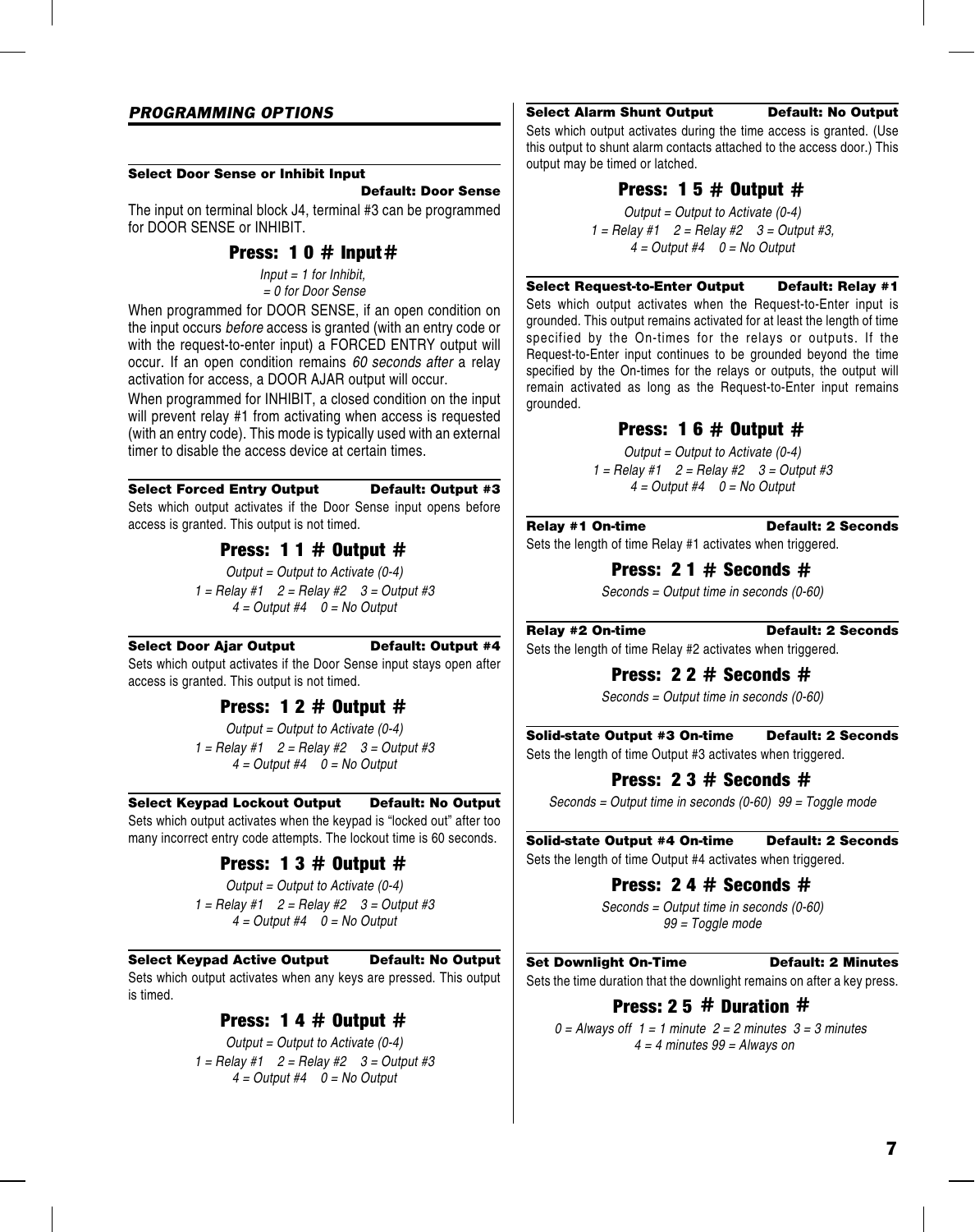## PROGRAMMING OPTIONS

### Select Door Sense or Inhibit Input

**Default: Door Sense**

The input on terminal block J4, terminal #3 can be programmed for DOOR SENSE or INHIBIT.

**Press: 1 0 # Input#**

*Input = 1 for Inhibit,*
*= 0 for Door Sense*

When programmed for DOOR SENSE, if an open condition on the input occurs *before* access is granted (with an entry code or with the request-to-enter input) a FORCED ENTRY output will occur. If an open condition remains *60 seconds after* a relay activation for access, a DOOR AJAR output will occur.

When programmed for INHIBIT, a closed condition on the input will prevent relay #1 from activating when access is requested (with an entry code). This mode is typically used with an external timer to disable the access device at certain times.

### Select Forced Entry Output — Default: Output #3

Sets which output activates if the Door Sense input opens before access is granted. This output is not timed.

**Press: 1 1 # Output #**

*Output = Output to Activate (0-4)*
*1 = Relay #1  2 = Relay #2  3 = Output #3*
*4 = Output #4  0 = No Output*

### Select Door Ajar Output — Default: Output #4

Sets which output activates if the Door Sense input stays open after access is granted. This output is not timed.

**Press: 1 2 # Output #**

*Output = Output to Activate (0-4)*
*1 = Relay #1  2 = Relay #2  3 = Output #3*
*4 = Output #4  0 = No Output*

### Select Keypad Lockout Output — Default: No Output

Sets which output activates when the keypad is "locked out" after too many incorrect entry code attempts. The lockout time is 60 seconds.

**Press: 1 3 # Output #**

*Output = Output to Activate (0-4)*
*1 = Relay #1  2 = Relay #2  3 = Output #3*
*4 = Output #4  0 = No Output*

### Select Keypad Active Output — Default: No Output

Sets which output activates when any keys are pressed. This output is timed.

**Press: 1 4 # Output #**

*Output = Output to Activate (0-4)*
*1 = Relay #1  2 = Relay #2  3 = Output #3*
*4 = Output #4  0 = No Output*

### Select Alarm Shunt Output — Default: No Output

Sets which output activates during the time access is granted. (Use this output to shunt alarm contacts attached to the access door.) This output may be timed or latched.

**Press: 1 5 # Output #**

*Output = Output to Activate (0-4)*
*1 = Relay #1  2 = Relay #2  3 = Output #3,*
*4 = Output #4  0 = No Output*

### Select Request-to-Enter Output — Default: Relay #1

Sets which output activates when the Request-to-Enter input is grounded. This output remains activated for at least the length of time specified by the On-times for the relays or outputs. If the Request-to-Enter input continues to be grounded beyond the time specified by the On-times for the relays or outputs, the output will remain activated as long as the Request-to-Enter input remains grounded.

**Press: 1 6 # Output #**

*Output = Output to Activate (0-4)*
*1 = Relay #1  2 = Relay #2  3 = Output #3*
*4 = Output #4  0 = No Output*

### Relay #1 On-time — Default: 2 Seconds

Sets the length of time Relay #1 activates when triggered.

**Press: 2 1 # Seconds #**

*Seconds = Output time in seconds (0-60)*

### Relay #2 On-time — Default: 2 Seconds

Sets the length of time Relay #2 activates when triggered.

**Press: 2 2 # Seconds #**

*Seconds = Output time in seconds (0-60)*

### Solid-state Output #3 On-time — Default: 2 Seconds

Sets the length of time Output #3 activates when triggered.

**Press: 2 3 # Seconds #**

*Seconds = Output time in seconds (0-60)  99 = Toggle mode*

### Solid-state Output #4 On-time — Default: 2 Seconds

Sets the length of time Output #4 activates when triggered.

**Press: 2 4 # Seconds #**

*Seconds = Output time in seconds (0-60)*
*99 = Toggle mode*

### Set Downlight On-Time — Default: 2 Minutes

Sets the time duration that the downlight remains on after a key press.

**Press: 2 5 # Duration #**

*0 = Always off  1 = 1 minute  2 = 2 minutes  3 = 3 minutes*
*4 = 4 minutes 99 = Always on*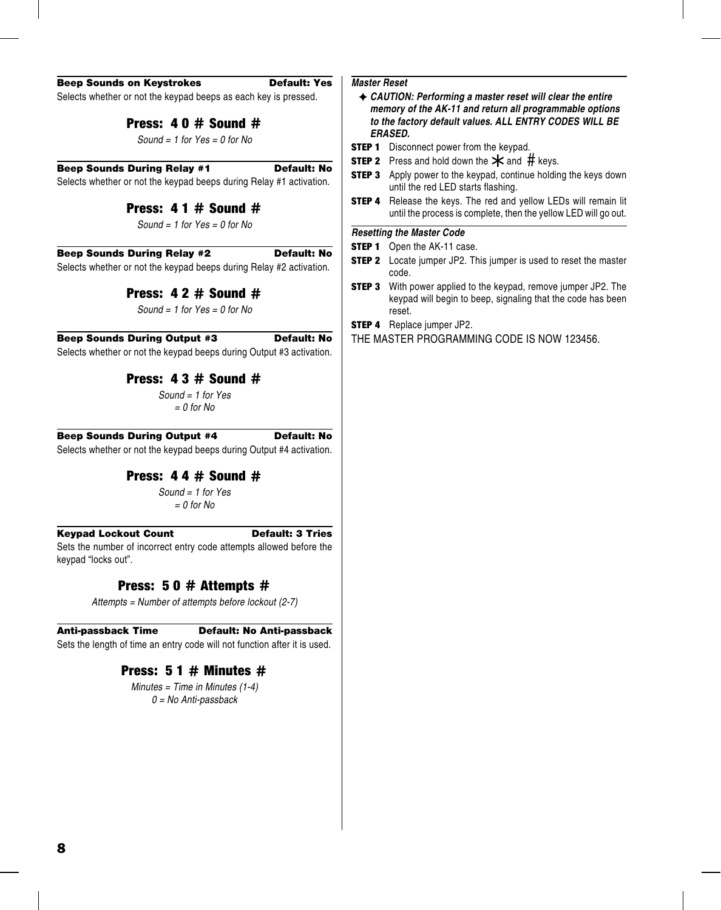### Beep Sounds on Keystrokes — Default: Yes

Selects whether or not the keypad beeps as each key is pressed.

**Press: 4 0 # Sound #**

*Sound = 1 for Yes = 0 for No*

### Beep Sounds During Relay #1 — Default: No

Selects whether or not the keypad beeps during Relay #1 activation.

**Press: 4 1 # Sound #**

*Sound = 1 for Yes = 0 for No*

### Beep Sounds During Relay #2 — Default: No

Selects whether or not the keypad beeps during Relay #2 activation.

**Press: 4 2 # Sound #**

*Sound = 1 for Yes = 0 for No*

### Beep Sounds During Output #3 — Default: No

Selects whether or not the keypad beeps during Output #3 activation.

**Press: 4 3 # Sound #**

*Sound = 1 for Yes*
*= 0 for No*

### Beep Sounds During Output #4 — Default: No

Selects whether or not the keypad beeps during Output #4 activation.

**Press: 4 4 # Sound #**

*Sound = 1 for Yes*
*= 0 for No*

### Keypad Lockout Count — Default: 3 Tries

Sets the number of incorrect entry code attempts allowed before the keypad “locks out”.

**Press: 5 0 # Attempts #**

*Attempts = Number of attempts before lockout (2-7)*

### Anti-passback Time — Default: No Anti-passback

Sets the length of time an entry code will not function after it is used.

**Press: 5 1 # Minutes #**

*Minutes = Time in Minutes (1-4)*
*0 = No Anti-passback*

### *Master Reset*

✦ ***CAUTION: Performing a master reset will clear the entire memory of the AK-11 and return all programmable options to the factory default values. ALL ENTRY CODES WILL BE ERASED.***

**STEP 1** Disconnect power from the keypad.

**STEP 2** Press and hold down the * and # keys.

**STEP 3** Apply power to the keypad, continue holding the keys down until the red LED starts flashing.

**STEP 4** Release the keys. The red and yellow LEDs will remain lit until the process is complete, then the yellow LED will go out.

### *Resetting the Master Code*

**STEP 1** Open the AK-11 case.

**STEP 2** Locate jumper JP2. This jumper is used to reset the master code.

**STEP 3** With power applied to the keypad, remove jumper JP2. The keypad will begin to beep, signaling that the code has been reset.

**STEP 4** Replace jumper JP2.

THE MASTER PROGRAMMING CODE IS NOW 123456.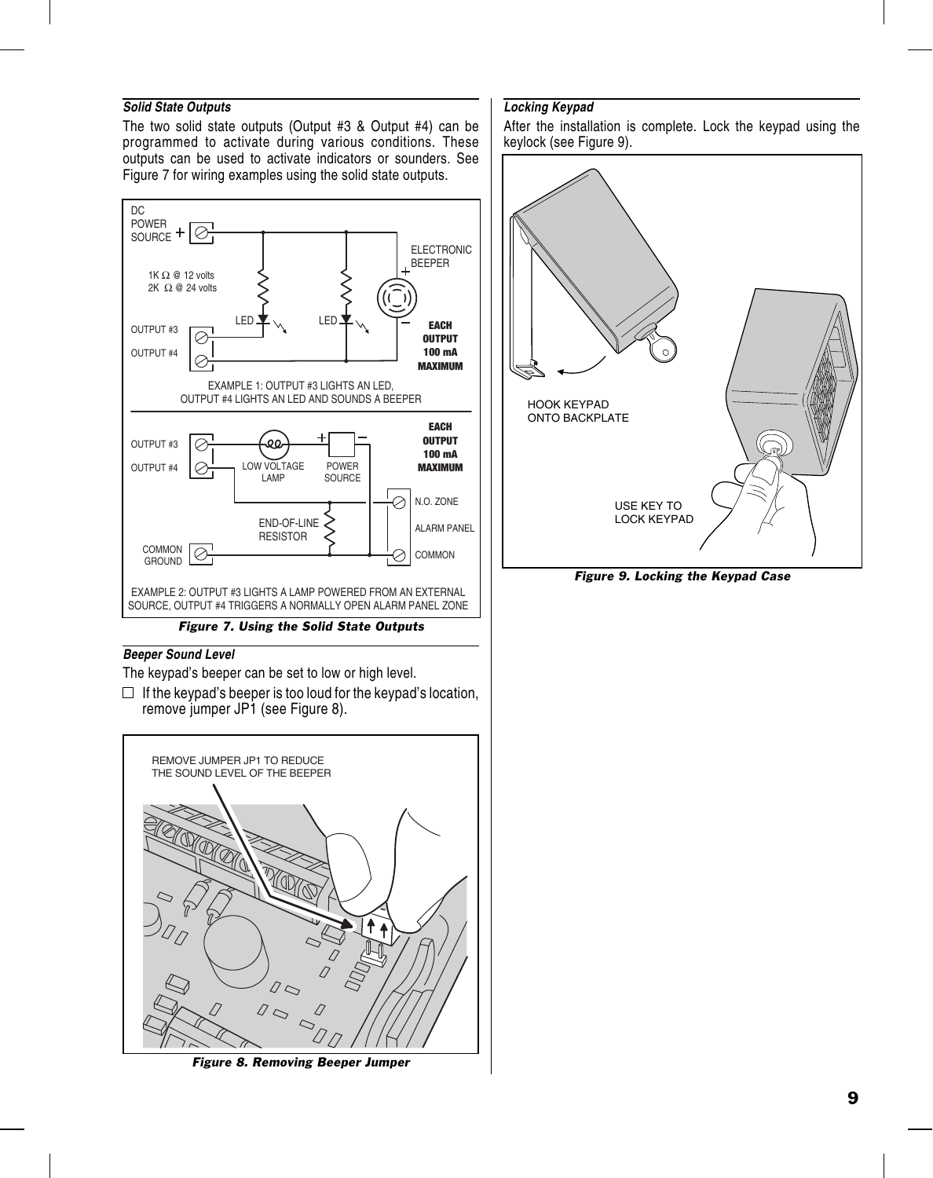### *Solid State Outputs*

The two solid state outputs (Output #3 & Output #4) can be programmed to activate during various conditions. These outputs can be used to activate indicators or sounders. See Figure 7 for wiring examples using the solid state outputs.

*Figure 7. Using the Solid State Outputs*

### *Beeper Sound Level*

The keypad's beeper can be set to low or high level.

- ☐ If the keypad's beeper is too loud for the keypad's location, remove jumper JP1 (see Figure 8).

*Figure 8. Removing Beeper Jumper*

### *Locking Keypad*

After the installation is complete. Lock the keypad using the keylock (see Figure 9).

*Figure 9. Locking the Keypad Case*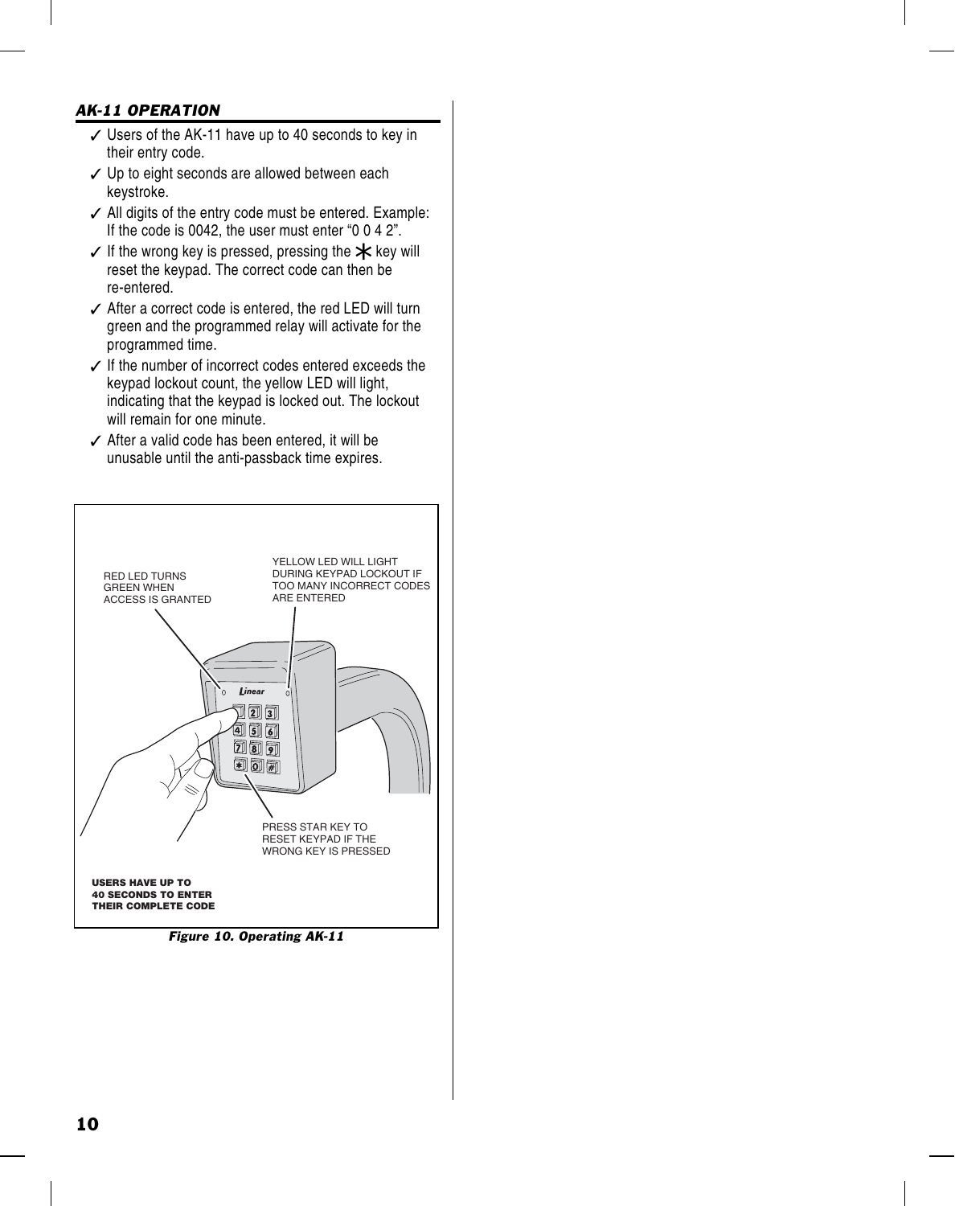## AK-11 OPERATION

- ✓ Users of the AK-11 have up to 40 seconds to key in their entry code.
- ✓ Up to eight seconds are allowed between each keystroke.
- ✓ All digits of the entry code must be entered. Example: If the code is 0042, the user must enter “0 0 4 2”.
- ✓ If the wrong key is pressed, pressing the * key will reset the keypad. The correct code can then be re-entered.
- ✓ After a correct code is entered, the red LED will turn green and the programmed relay will activate for the programmed time.
- ✓ If the number of incorrect codes entered exceeds the keypad lockout count, the yellow LED will light, indicating that the keypad is locked out. The lockout will remain for one minute.
- ✓ After a valid code has been entered, it will be unusable until the anti-passback time expires.

RED LED TURNS GREEN WHEN ACCESS IS GRANTED

YELLOW LED WILL LIGHT DURING KEYPAD LOCKOUT IF TOO MANY INCORRECT CODES ARE ENTERED

PRESS STAR KEY TO RESET KEYPAD IF THE WRONG KEY IS PRESSED

**USERS HAVE UP TO 40 SECONDS TO ENTER THEIR COMPLETE CODE**

*Figure 10. Operating AK-11*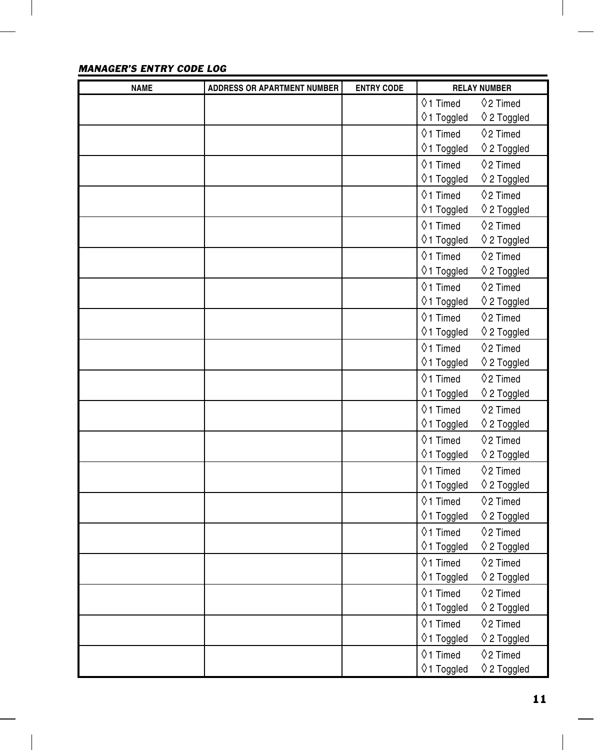## MANAGER'S ENTRY CODE LOG

| NAME | ADDRESS OR APARTMENT NUMBER | ENTRY CODE | RELAY NUMBER |
|---|---|---|---|
| | | | ◊1 Timed ◊2 Timed<br>◊1 Toggled ◊ 2 Toggled |
| | | | ◊1 Timed ◊2 Timed<br>◊1 Toggled ◊ 2 Toggled |
| | | | ◊1 Timed ◊2 Timed<br>◊1 Toggled ◊ 2 Toggled |
| | | | ◊1 Timed ◊2 Timed<br>◊1 Toggled ◊ 2 Toggled |
| | | | ◊1 Timed ◊2 Timed<br>◊1 Toggled ◊ 2 Toggled |
| | | | ◊1 Timed ◊2 Timed<br>◊1 Toggled ◊ 2 Toggled |
| | | | ◊1 Timed ◊2 Timed<br>◊1 Toggled ◊ 2 Toggled |
| | | | ◊1 Timed ◊2 Timed<br>◊1 Toggled ◊ 2 Toggled |
| | | | ◊1 Timed ◊2 Timed<br>◊1 Toggled ◊ 2 Toggled |
| | | | ◊1 Timed ◊2 Timed<br>◊1 Toggled ◊ 2 Toggled |
| | | | ◊1 Timed ◊2 Timed<br>◊1 Toggled ◊ 2 Toggled |
| | | | ◊1 Timed ◊2 Timed<br>◊1 Toggled ◊ 2 Toggled |
| | | | ◊1 Timed ◊2 Timed<br>◊1 Toggled ◊ 2 Toggled |
| | | | ◊1 Timed ◊2 Timed<br>◊1 Toggled ◊ 2 Toggled |
| | | | ◊1 Timed ◊2 Timed<br>◊1 Toggled ◊ 2 Toggled |
| | | | ◊1 Timed ◊2 Timed<br>◊1 Toggled ◊ 2 Toggled |
| | | | ◊1 Timed ◊2 Timed<br>◊1 Toggled ◊ 2 Toggled |
| | | | ◊1 Timed ◊2 Timed<br>◊1 Toggled ◊ 2 Toggled |
| | | | ◊1 Timed ◊2 Timed<br>◊1 Toggled ◊ 2 Toggled |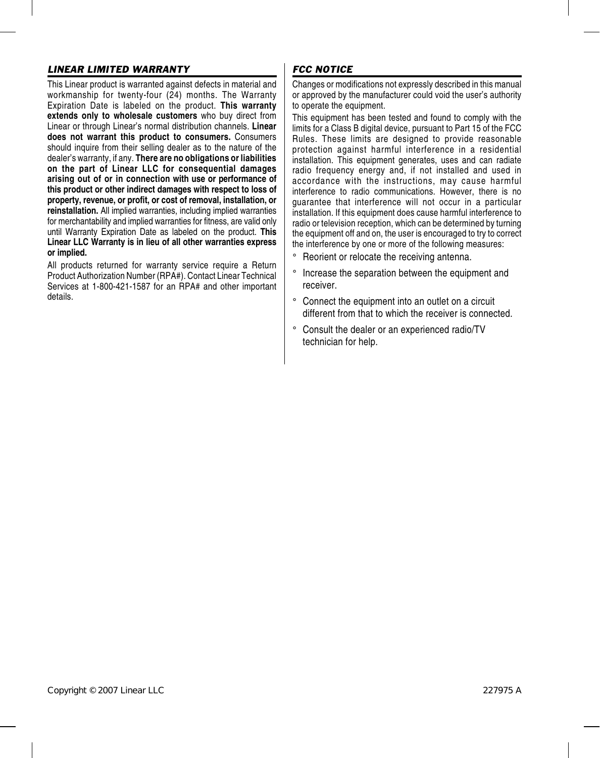## LINEAR LIMITED WARRANTY

This Linear product is warranted against defects in material and workmanship for twenty-four (24) months. The Warranty Expiration Date is labeled on the product. **This warranty extends only to wholesale customers** who buy direct from Linear or through Linear's normal distribution channels. **Linear does not warrant this product to consumers.** Consumers should inquire from their selling dealer as to the nature of the dealer's warranty, if any. **There are no obligations or liabilities on the part of Linear LLC for consequential damages arising out of or in connection with use or performance of this product or other indirect damages with respect to loss of property, revenue, or profit, or cost of removal, installation, or reinstallation.** All implied warranties, including implied warranties for merchantability and implied warranties for fitness, are valid only until Warranty Expiration Date as labeled on the product. **This Linear LLC Warranty is in lieu of all other warranties express or implied.**

All products returned for warranty service require a Return Product Authorization Number (RPA#). Contact Linear Technical Services at 1-800-421-1587 for an RPA# and other important details.

## FCC NOTICE

Changes or modifications not expressly described in this manual or approved by the manufacturer could void the user's authority to operate the equipment.

This equipment has been tested and found to comply with the limits for a Class B digital device, pursuant to Part 15 of the FCC Rules. These limits are designed to provide reasonable protection against harmful interference in a residential installation. This equipment generates, uses and can radiate radio frequency energy and, if not installed and used in accordance with the instructions, may cause harmful interference to radio communications. However, there is no guarantee that interference will not occur in a particular installation. If this equipment does cause harmful interference to radio or television reception, which can be determined by turning the equipment off and on, the user is encouraged to try to correct the interference by one or more of the following measures:

- Reorient or relocate the receiving antenna.
- Increase the separation between the equipment and receiver.
- Connect the equipment into an outlet on a circuit different from that to which the receiver is connected.
- Consult the dealer or an experienced radio/TV technician for help.

Copyright © 2007 Linear LLC

227975 A